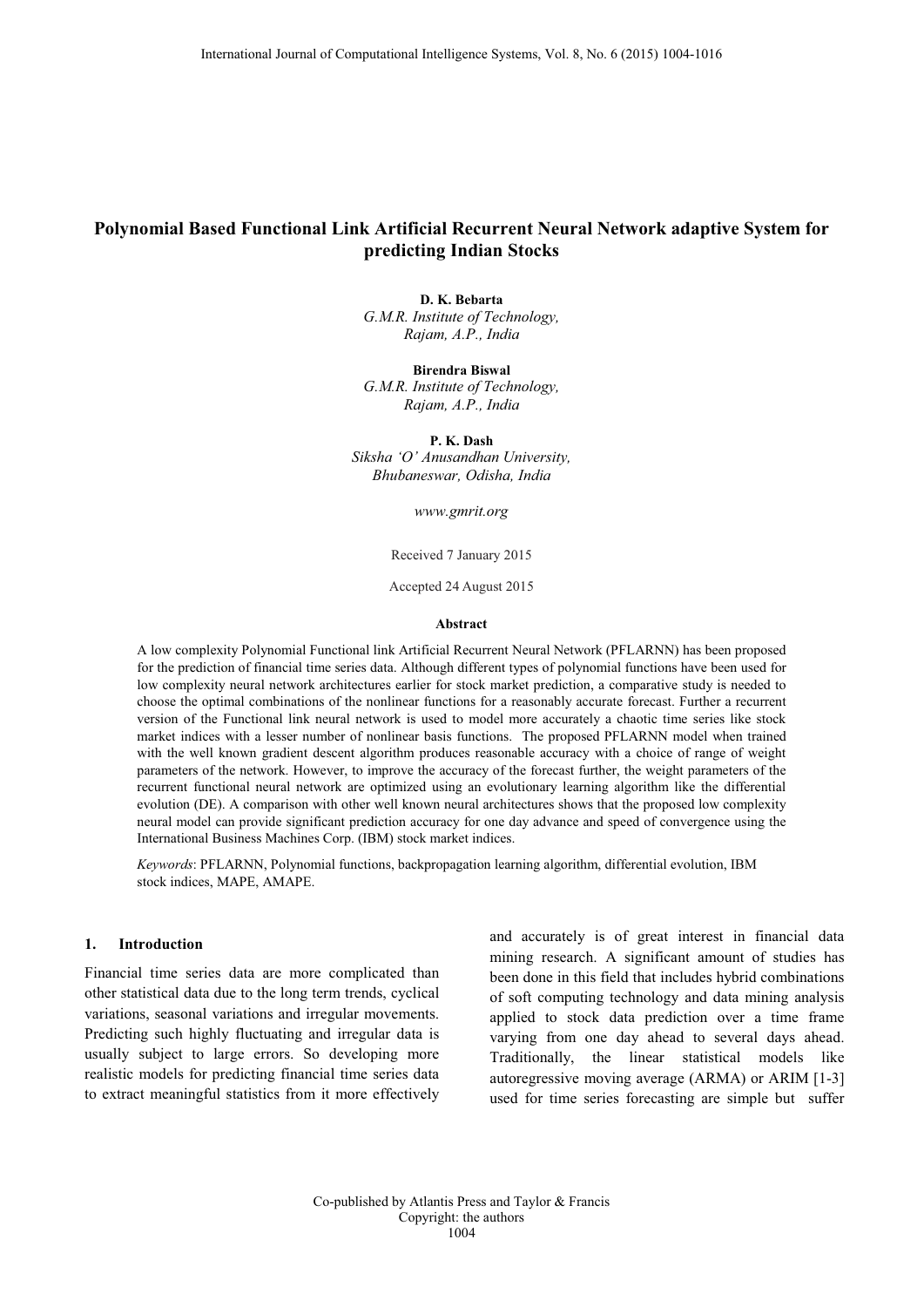# Polynomial Based Functional Link Artificial Recurrent Neural Network adaptive System for predicting Indian Stocks

**D. K. Bebarta**
*G.M.R. Institute of Technology, Rajam, A.P., India*

**Birendra Biswal**
*G.M.R. Institute of Technology, Rajam, A.P., India*

**P. K. Dash**
*Siksha 'O' Anusandhan University, Bhubaneswar, Odisha, India*

*www.gmrit.org*

Received 7 January 2015

Accepted 24 August 2015

**Abstract**

A low complexity Polynomial Functional link Artificial Recurrent Neural Network (PFLARNN) has been proposed for the prediction of financial time series data. Although different types of polynomial functions have been used for low complexity neural network architectures earlier for stock market prediction, a comparative study is needed to choose the optimal combinations of the nonlinear functions for a reasonably accurate forecast. Further a recurrent version of the Functional link neural network is used to model more accurately a chaotic time series like stock market indices with a lesser number of nonlinear basis functions. The proposed PFLARNN model when trained with the well known gradient descent algorithm produces reasonable accuracy with a choice of range of weight parameters of the network. However, to improve the accuracy of the forecast further, the weight parameters of the recurrent functional neural network are optimized using an evolutionary learning algorithm like the differential evolution (DE). A comparison with other well known neural architectures shows that the proposed low complexity neural model can provide significant prediction accuracy for one day advance and speed of convergence using the International Business Machines Corp. (IBM) stock market indices.

*Keywords*: PFLARNN, Polynomial functions, backpropagation learning algorithm, differential evolution, IBM stock indices, MAPE, AMAPE.

## 1. Introduction

Financial time series data are more complicated than other statistical data due to the long term trends, cyclical variations, seasonal variations and irregular movements. Predicting such highly fluctuating and irregular data is usually subject to large errors. So developing more realistic models for predicting financial time series data to extract meaningful statistics from it more effectively and accurately is of great interest in financial data mining research. A significant amount of studies has been done in this field that includes hybrid combinations of soft computing technology and data mining analysis applied to stock data prediction over a time frame varying from one day ahead to several days ahead. Traditionally, the linear statistical models like autoregressive moving average (ARMA) or ARIM [1-3] used for time series forecasting are simple but suffer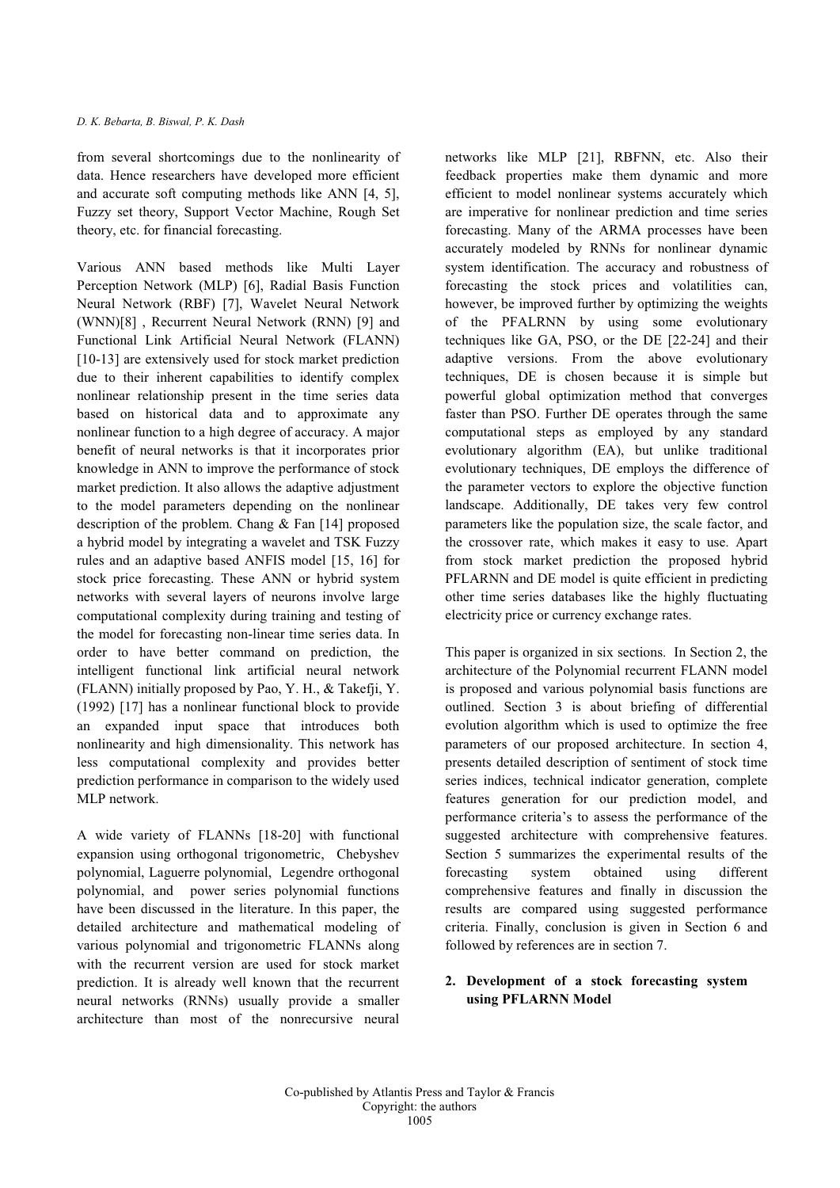from several shortcomings due to the nonlinearity of data. Hence researchers have developed more efficient and accurate soft computing methods like ANN [4, 5], Fuzzy set theory, Support Vector Machine, Rough Set theory, etc. for financial forecasting.

Various ANN based methods like Multi Layer Perception Network (MLP) [6], Radial Basis Function Neural Network (RBF) [7], Wavelet Neural Network (WNN)[8] , Recurrent Neural Network (RNN) [9] and Functional Link Artificial Neural Network (FLANN) [10-13] are extensively used for stock market prediction due to their inherent capabilities to identify complex nonlinear relationship present in the time series data based on historical data and to approximate any nonlinear function to a high degree of accuracy. A major benefit of neural networks is that it incorporates prior knowledge in ANN to improve the performance of stock market prediction. It also allows the adaptive adjustment to the model parameters depending on the nonlinear description of the problem. Chang & Fan [14] proposed a hybrid model by integrating a wavelet and TSK Fuzzy rules and an adaptive based ANFIS model [15, 16] for stock price forecasting. These ANN or hybrid system networks with several layers of neurons involve large computational complexity during training and testing of the model for forecasting non-linear time series data. In order to have better command on prediction, the intelligent functional link artificial neural network (FLANN) initially proposed by Pao, Y. H., & Takefji, Y. (1992) [17] has a nonlinear functional block to provide an expanded input space that introduces both nonlinearity and high dimensionality. This network has less computational complexity and provides better prediction performance in comparison to the widely used MLP network.

A wide variety of FLANNs [18-20] with functional expansion using orthogonal trigonometric, Chebyshev polynomial, Laguerre polynomial, Legendre orthogonal polynomial, and power series polynomial functions have been discussed in the literature. In this paper, the detailed architecture and mathematical modeling of various polynomial and trigonometric FLANNs along with the recurrent version are used for stock market prediction. It is already well known that the recurrent neural networks (RNNs) usually provide a smaller architecture than most of the nonrecursive neural networks like MLP [21], RBFNN, etc. Also their feedback properties make them dynamic and more efficient to model nonlinear systems accurately which are imperative for nonlinear prediction and time series forecasting. Many of the ARMA processes have been accurately modeled by RNNs for nonlinear dynamic system identification. The accuracy and robustness of forecasting the stock prices and volatilities can, however, be improved further by optimizing the weights of the PFALRNN by using some evolutionary techniques like GA, PSO, or the DE [22-24] and their adaptive versions. From the above evolutionary techniques, DE is chosen because it is simple but powerful global optimization method that converges faster than PSO. Further DE operates through the same computational steps as employed by any standard evolutionary algorithm (EA), but unlike traditional evolutionary techniques, DE employs the difference of the parameter vectors to explore the objective function landscape. Additionally, DE takes very few control parameters like the population size, the scale factor, and the crossover rate, which makes it easy to use. Apart from stock market prediction the proposed hybrid PFLARNN and DE model is quite efficient in predicting other time series databases like the highly fluctuating electricity price or currency exchange rates.

This paper is organized in six sections. In Section 2, the architecture of the Polynomial recurrent FLANN model is proposed and various polynomial basis functions are outlined. Section 3 is about briefing of differential evolution algorithm which is used to optimize the free parameters of our proposed architecture. In section 4, presents detailed description of sentiment of stock time series indices, technical indicator generation, complete features generation for our prediction model, and performance criteria's to assess the performance of the suggested architecture with comprehensive features. Section 5 summarizes the experimental results of the forecasting system obtained using different comprehensive features and finally in discussion the results are compared using suggested performance criteria. Finally, conclusion is given in Section 6 and followed by references are in section 7.

## 2. Development of a stock forecasting system using PFLARNN Model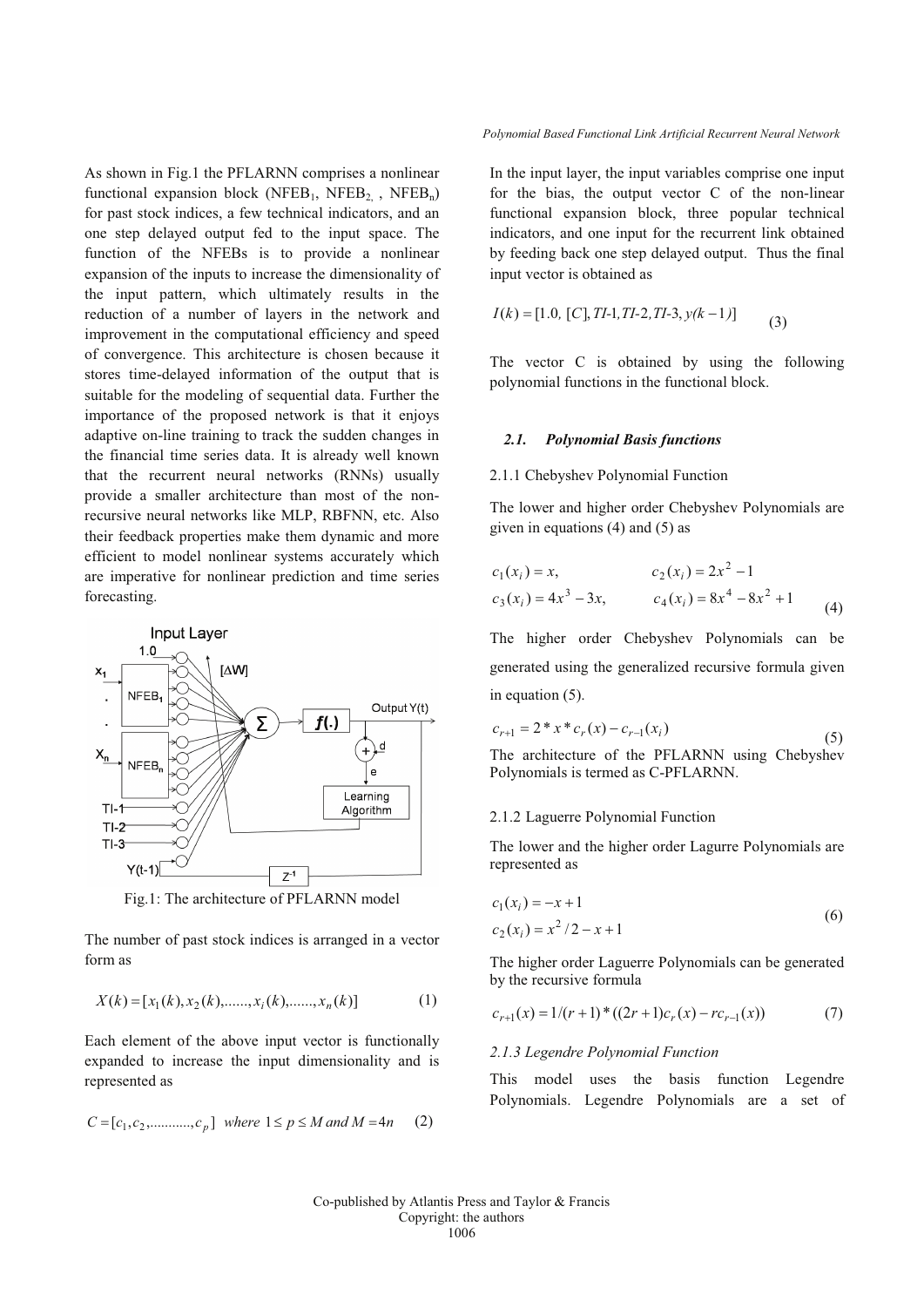As shown in Fig.1 the PFLARNN comprises a nonlinear functional expansion block ($NFEB_1$, $NFEB_2$, , $NFEB_n$) for past stock indices, a few technical indicators, and an one step delayed output fed to the input space. The function of the NFEBs is to provide a nonlinear expansion of the inputs to increase the dimensionality of the input pattern, which ultimately results in the reduction of a number of layers in the network and improvement in the computational efficiency and speed of convergence. This architecture is chosen because it stores time-delayed information of the output that is suitable for the modeling of sequential data. Further the importance of the proposed network is that it enjoys adaptive on-line training to track the sudden changes in the financial time series data. It is already well known that the recurrent neural networks (RNNs) usually provide a smaller architecture than most of the non-recursive neural networks like MLP, RBFNN, etc. Also their feedback properties make them dynamic and more efficient to model nonlinear systems accurately which are imperative for nonlinear prediction and time series forecasting.

Fig.1: The architecture of PFLARNN model

The number of past stock indices is arranged in a vector form as

$$X(k) = [x_1(k), x_2(k), ......, x_i(k), ......, x_n(k)] \tag{1}$$

Each element of the above input vector is functionally expanded to increase the input dimensionality and is represented as

$$C = [c_1, c_2, ..........., c_p] \;\; where \;\; 1 \le p \le M \;\; and \;\; M = 4n \tag{2}$$

In the input layer, the input variables comprise one input for the bias, the output vector C of the non-linear functional expansion block, three popular technical indicators, and one input for the recurrent link obtained by feeding back one step delayed output. Thus the final input vector is obtained as

$$I(k) = [1.0, \; [C], TI\text{-}1, TI\text{-}2, TI\text{-}3, \; y(k-1)] \tag{3}$$

The vector C is obtained by using the following polynomial functions in the functional block.

### 2.1. Polynomial Basis functions

2.1.1 Chebyshev Polynomial Function

The lower and higher order Chebyshev Polynomials are given in equations (4) and (5) as

$$c_1(x_i) = x, \qquad c_2(x_i) = 2x^2 - 1$$
$$c_3(x_i) = 4x^3 - 3x, \qquad c_4(x_i) = 8x^4 - 8x^2 + 1 \tag{4}$$

The higher order Chebyshev Polynomials can be generated using the generalized recursive formula given in equation (5).

$$c_{r+1} = 2 * x * c_r(x) - c_{r-1}(x_i) \tag{5}$$

The architecture of the PFLARNN using Chebyshev Polynomials is termed as C-PFLARNN.

2.1.2 Laguerre Polynomial Function

The lower and the higher order Lagurre Polynomials are represented as

$$c_1(x_i) = -x + 1$$
$$c_2(x_i) = x^2/2 - x + 1 \tag{6}$$

The higher order Laguerre Polynomials can be generated by the recursive formula

$$c_{r+1}(x) = 1/(r+1) * ((2r+1)c_r(x) - rc_{r-1}(x)) \tag{7}$$

*2.1.3 Legendre Polynomial Function*

This model uses the basis function Legendre Polynomials. Legendre Polynomials are a set of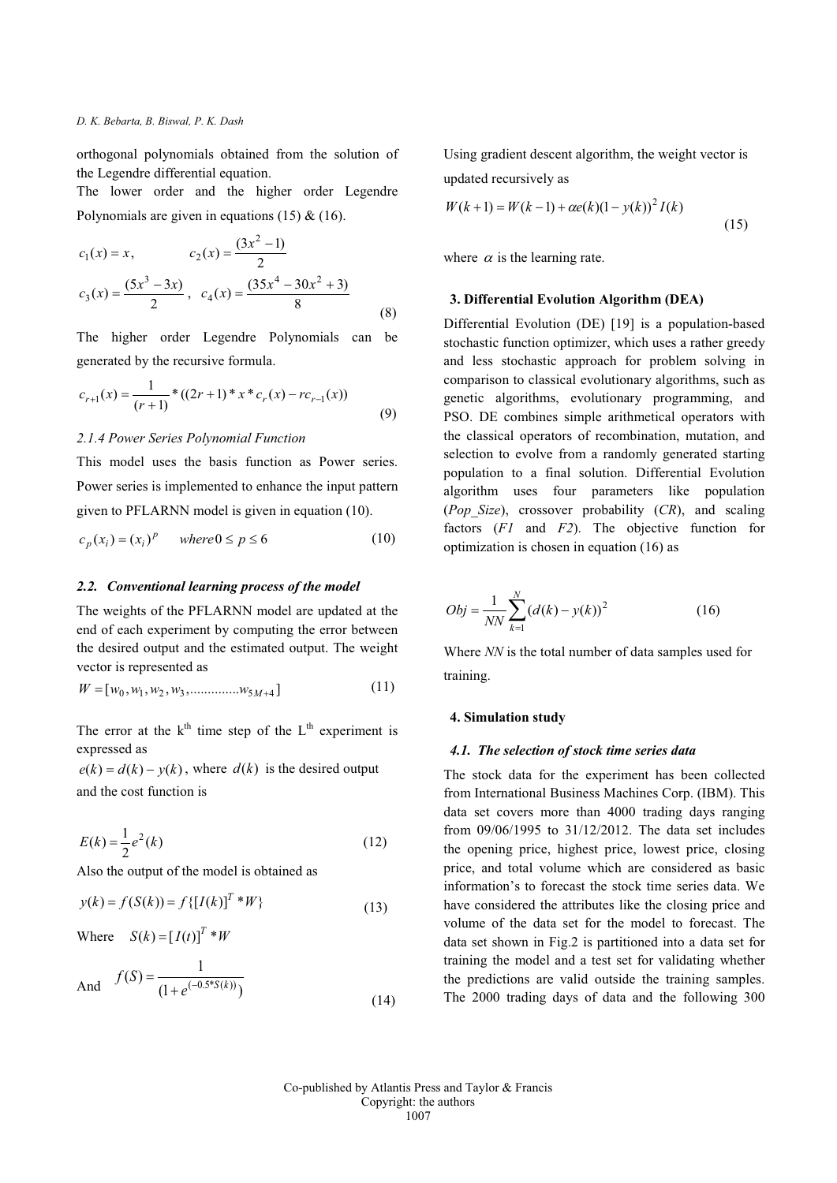orthogonal polynomials obtained from the solution of the Legendre differential equation.

The lower order and the higher order Legendre Polynomials are given in equations (15) & (16).

$$c_1(x) = x, \qquad c_2(x) = \frac{(3x^2 - 1)}{2}$$
$$c_3(x) = \frac{(5x^3 - 3x)}{2}, \quad c_4(x) = \frac{(35x^4 - 30x^2 + 3)}{8} \tag{8}$$

The higher order Legendre Polynomials can be generated by the recursive formula.

$$c_{r+1}(x) = \frac{1}{(r+1)} * ((2r+1) * x * c_r(x) - rc_{r-1}(x)) \tag{9}$$

### 2.1.4 Power Series Polynomial Function

This model uses the basis function as Power series. Power series is implemented to enhance the input pattern given to PFLARNN model is given in equation (10).

$$c_p(x_i) = (x_i)^p \qquad where\, 0 \le p \le 6 \tag{10}$$

## 2.2. Conventional learning process of the model

The weights of the PFLARNN model are updated at the end of each experiment by computing the error between the desired output and the estimated output. The weight vector is represented as

$$W = [w_0, w_1, w_2, w_3, \ldots\ldots\ldots\ldots w_{5M+4}] \tag{11}$$

The error at the k[th] time step of the L[th] experiment is expressed as

$e(k) = d(k) - y(k)$, where $d(k)$ is the desired output and the cost function is

$$E(k) = \frac{1}{2} e^2(k) \tag{12}$$

Also the output of the model is obtained as

$$y(k) = f(S(k)) = f\{[I(k)]^T * W\} \tag{13}$$

Where $S(k) = [I(t)]^T * W$

And $$f(S) = \frac{1}{(1 + e^{(-0.5*S(k))})} \tag{14}$$

Using gradient descent algorithm, the weight vector is updated recursively as

$$W(k+1) = W(k-1) + \alpha e(k)(1 - y(k))^2 I(k) \tag{15}$$

where $\alpha$ is the learning rate.

## 3. Differential Evolution Algorithm (DEA)

Differential Evolution (DE) [19] is a population-based stochastic function optimizer, which uses a rather greedy and less stochastic approach for problem solving in comparison to classical evolutionary algorithms, such as genetic algorithms, evolutionary programming, and PSO. DE combines simple arithmetical operators with the classical operators of recombination, mutation, and selection to evolve from a randomly generated starting population to a final solution. Differential Evolution algorithm uses four parameters like population (*Pop_Size*), crossover probability (*CR*), and scaling factors (*F1* and *F2*). The objective function for optimization is chosen in equation (16) as

$$Obj = \frac{1}{NN} \sum_{k=1}^{N} (d(k) - y(k))^2 \tag{16}$$

Where *NN* is the total number of data samples used for training.

## 4. Simulation study

## 4.1. The selection of stock time series data

The stock data for the experiment has been collected from International Business Machines Corp. (IBM). This data set covers more than 4000 trading days ranging from 09/06/1995 to 31/12/2012. The data set includes the opening price, highest price, lowest price, closing price, and total volume which are considered as basic information's to forecast the stock time series data. We have considered the attributes like the closing price and volume of the data set for the model to forecast. The data set shown in Fig.2 is partitioned into a data set for training the model and a test set for validating whether the predictions are valid outside the training samples. The 2000 trading days of data and the following 300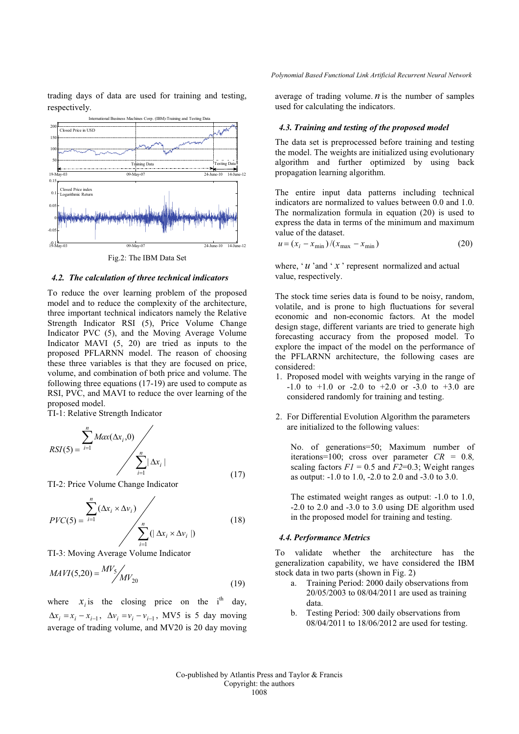trading days of data are used for training and testing, respectively.

Fig.2: The IBM Data Set

### 4.2. The calculation of three technical indicators

To reduce the over learning problem of the proposed model and to reduce the complexity of the architecture, three important technical indicators namely the Relative Strength Indicator RSI (5), Price Volume Change Indicator PVC (5), and the Moving Average Volume Indicator MAVI (5, 20) are tried as inputs to the proposed PFLARNN model. The reason of choosing these three variables is that they are focused on price, volume, and combination of both price and volume. The following three equations (17-19) are used to compute as RSI, PVC, and MAVI to reduce the over learning of the proposed model.

TI-1: Relative Strength Indicator

$$RSI(5) = \sum_{i=1}^{n} Max(\Delta x_i, 0) \Big/ \sum_{i=1}^{n} |\Delta x_i| \tag{17}$$

TI-2: Price Volume Change Indicator

$$PVC(5) = \sum_{i=1}^{n} (\Delta x_i \times \Delta v_i) \Big/ \sum_{i=1}^{n} (|\Delta x_i \times \Delta v_i|) \tag{18}$$

TI-3: Moving Average Volume Indicator

$$MAVI(5,20) = MV_5 \big/ MV_{20} \tag{19}$$

where $x_i$ is the closing price on the i[th] day, $\Delta x_i = x_i - x_{i-1}$, $\Delta v_i = v_i - v_{i-1}$, MV5 is 5 day moving average of trading volume, and MV20 is 20 day moving average of trading volume. $n$ is the number of samples used for calculating the indicators.

### 4.3. Training and testing of the proposed model

The data set is preprocessed before training and testing the model. The weights are initialized using evolutionary algorithm and further optimized by using back propagation learning algorithm.

The entire input data patterns including technical indicators are normalized to values between 0.0 and 1.0. The normalization formula in equation (20) is used to express the data in terms of the minimum and maximum value of the dataset.

$$u = (x_i - x_{\min})/(x_{\max} - x_{\min}) \tag{20}$$

where, '$u$' and '$x$' represent normalized and actual value, respectively.

The stock time series data is found to be noisy, random, volatile, and is prone to high fluctuations for several economic and non-economic factors. At the model design stage, different variants are tried to generate high forecasting accuracy from the proposed model. To explore the impact of the model on the performance of the PFLARNN architecture, the following cases are considered:

1. Proposed model with weights varying in the range of -1.0 to +1.0 or -2.0 to +2.0 or -3.0 to +3.0 are considered randomly for training and testing.

2. For Differential Evolution Algorithm the parameters are initialized to the following values:

   No. of generations=50; Maximum number of iterations=100; cross over parameter *CR* = 0.8, scaling factors *F1* = 0.5 and *F2*=0.3; Weight ranges as output: -1.0 to 1.0, -2.0 to 2.0 and -3.0 to 3.0.

   The estimated weight ranges as output: -1.0 to 1.0, -2.0 to 2.0 and -3.0 to 3.0 using DE algorithm used in the proposed model for training and testing.

### 4.4. Performance Metrics

To validate whether the architecture has the generalization capability, we have considered the IBM stock data in two parts (shown in Fig. 2)

a. Training Period: 2000 daily observations from 20/05/2003 to 08/04/2011 are used as training data.
b. Testing Period: 300 daily observations from 08/04/2011 to 18/06/2012 are used for testing.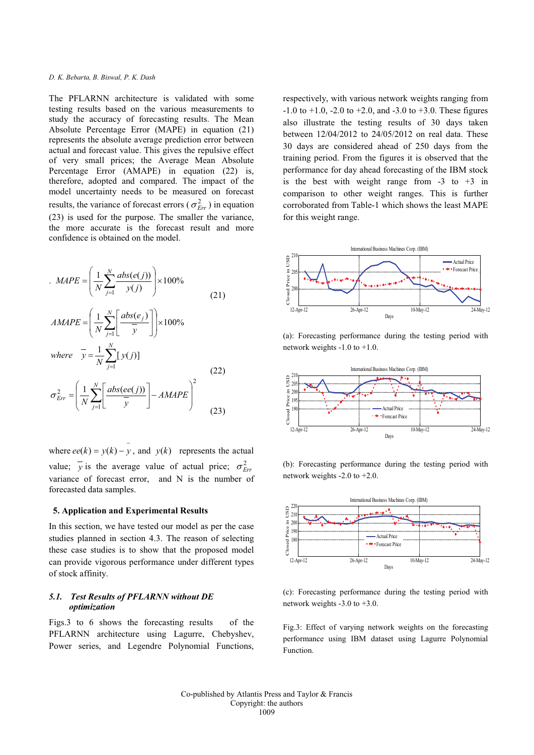The PFLARNN architecture is validated with some testing results based on the various measurements to study the accuracy of forecasting results. The Mean Absolute Percentage Error (MAPE) in equation (21) represents the absolute average prediction error between actual and forecast value. This gives the repulsive effect of very small prices; the Average Mean Absolute Percentage Error (AMAPE) in equation (22) is, therefore, adopted and compared. The impact of the model uncertainty needs to be measured on forecast results, the variance of forecast errors ($\sigma^2_{Err}$) in equation (23) is used for the purpose. The smaller the variance, the more accurate is the forecast result and more confidence is obtained on the model.

$$MAPE = \left( \frac{1}{N} \sum_{j=1}^{N} \frac{abs(e(j))}{y(j)} \right) \times 100\% \tag{21}$$

$$AMAPE = \left( \frac{1}{N} \sum_{j=1}^{N} \left[ \frac{abs(e_j)}{\bar{y}} \right] \right) \times 100\%$$

$$\text{where} \quad \bar{y} = \frac{1}{N} \sum_{j=1}^{N} [y(j)] \tag{22}$$

$$\sigma^2_{Err} = \left( \frac{1}{N} \sum_{j=1}^{N} \left[ \frac{abs(ee(j))}{\bar{y}} \right] - AMAPE \right)^2 \tag{23}$$

where $ee(k) = y(k) - \bar{y}$, and $y(k)$ represents the actual value; $\bar{y}$ is the average value of actual price; $\sigma^2_{Err}$ variance of forecast error, and N is the number of forecasted data samples.

## 5. Application and Experimental Results

In this section, we have tested our model as per the case studies planned in section 4.3. The reason of selecting these case studies is to show that the proposed model can provide vigorous performance under different types of stock affinity.

### 5.1. *Test Results of PFLARNN without DE optimization*

Figs.3 to 6 shows the forecasting results of the PFLARNN architecture using Lagurre, Chebyshev, Power series, and Legendre Polynomial Functions, respectively, with various network weights ranging from -1.0 to +1.0, -2.0 to +2.0, and -3.0 to +3.0. These figures also illustrate the testing results of 30 days taken between 12/04/2012 to 24/05/2012 on real data. These 30 days are considered ahead of 250 days from the training period. From the figures it is observed that the performance for day ahead forecasting of the IBM stock is the best with weight range from -3 to +3 in comparison to other weight ranges. This is further corroborated from Table-1 which shows the least MAPE for this weight range.

(a): Forecasting performance during the testing period with network weights -1.0 to +1.0.

(b): Forecasting performance during the testing period with network weights -2.0 to +2.0.

(c): Forecasting performance during the testing period with network weights -3.0 to +3.0.

Fig.3: Effect of varying network weights on the forecasting performance using IBM dataset using Lagurre Polynomial Function.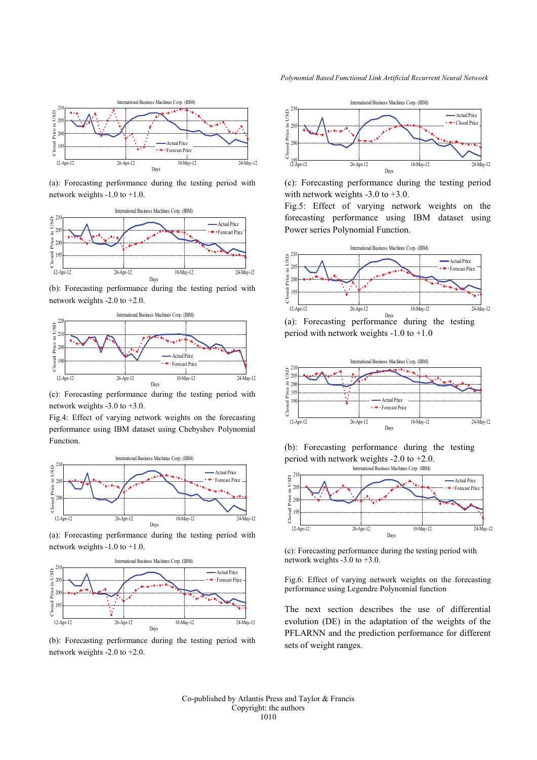(a): Forecasting performance during the testing period with network weights -1.0 to +1.0.

(b): Forecasting performance during the testing period with network weights -2.0 to +2.0.

(c): Forecasting performance during the testing period with network weights -3.0 to +3.0.

Fig.4: Effect of varying network weights on the forecasting performance using IBM dataset using Chebyshev Polynomial Function.

(a): Forecasting performance during the testing period with network weights -1.0 to +1.0.

(b): Forecasting performance during the testing period with network weights -2.0 to +2.0.

(c): Forecasting performance during the testing period with network weights -3.0 to +3.0.

Fig.5: Effect of varying network weights on the forecasting performance using IBM dataset using Power series Polynomial Function.

(a): Forecasting performance during the testing period with network weights -1.0 to +1.0

(b): Forecasting performance during the testing period with network weights -2.0 to +2.0.

(c): Forecasting performance during the testing period with network weights -3.0 to +3.0.

Fig.6: Effect of varying network weights on the forecasting performance using IBM dataset using Legendre Polynomial function

The next section describes the use of differential evolution (DE) in the adaptation of the weights of the PFLARNN and the prediction performance for different sets of weight ranges.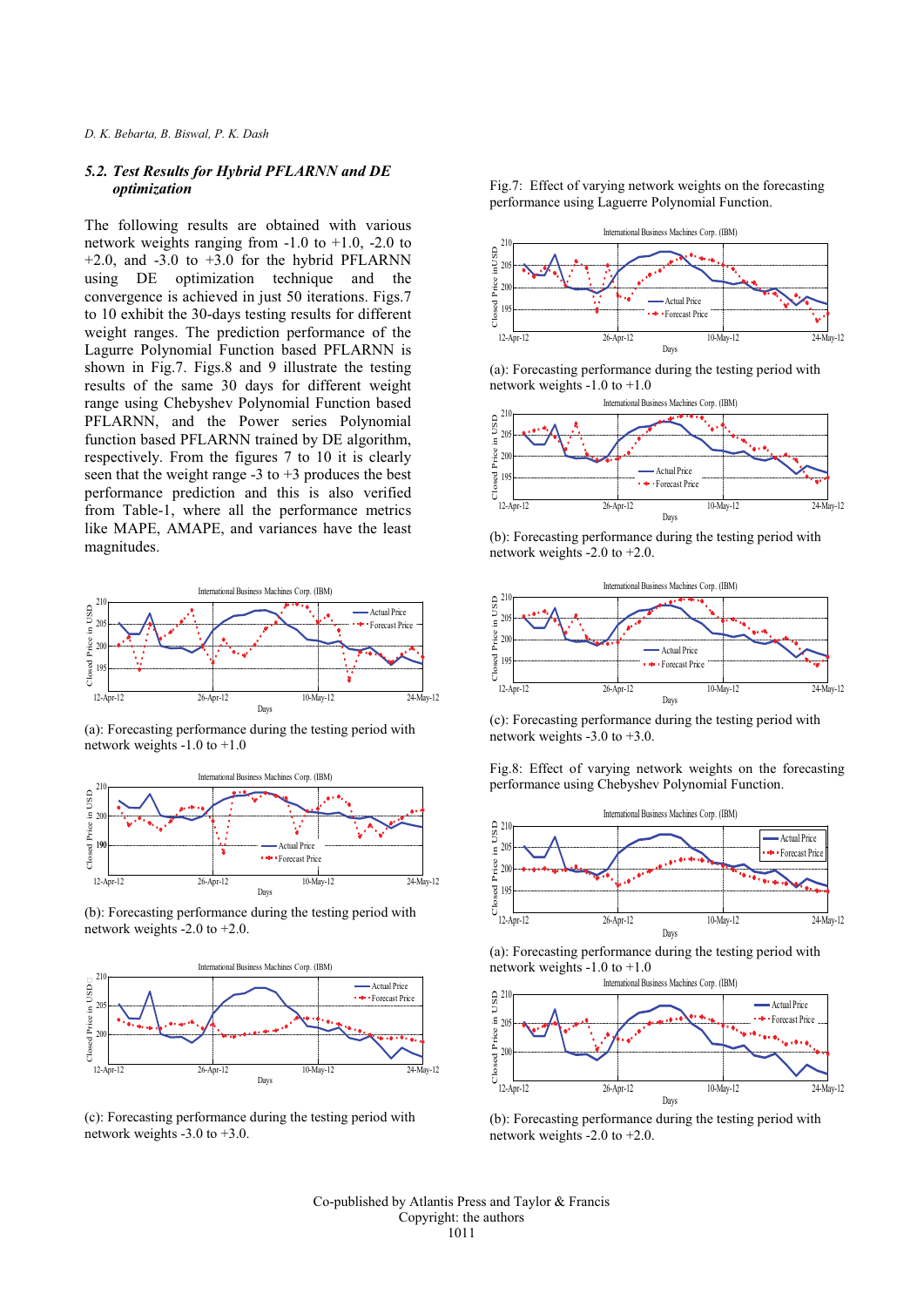### 5.2. *Test Results for Hybrid PFLARNN and DE optimization*

The following results are obtained with various network weights ranging from -1.0 to +1.0, -2.0 to +2.0, and -3.0 to +3.0 for the hybrid PFLARNN using DE optimization technique and the convergence is achieved in just 50 iterations. Figs.7 to 10 exhibit the 30-days testing results for different weight ranges. The prediction performance of the Lagurre Polynomial Function based PFLARNN is shown in Fig.7. Figs.8 and 9 illustrate the testing results of the same 30 days for different weight range using Chebyshev Polynomial Function based PFLARNN, and the Power series Polynomial function based PFLARNN trained by DE algorithm, respectively. From the figures 7 to 10 it is clearly seen that the weight range -3 to +3 produces the best performance prediction and this is also verified from Table-1, where all the performance metrics like MAPE, AMAPE, and variances have the least magnitudes.

(a): Forecasting performance during the testing period with network weights -1.0 to +1.0

(b): Forecasting performance during the testing period with network weights -2.0 to +2.0.

(c): Forecasting performance during the testing period with network weights -3.0 to +3.0.

Fig.7: Effect of varying network weights on the forecasting performance using Laguerre Polynomial Function.

(a): Forecasting performance during the testing period with network weights -1.0 to +1.0

(b): Forecasting performance during the testing period with network weights -2.0 to +2.0.

(c): Forecasting performance during the testing period with network weights -3.0 to +3.0.

Fig.8: Effect of varying network weights on the forecasting performance using Chebyshev Polynomial Function.

(a): Forecasting performance during the testing period with network weights -1.0 to +1.0

(b): Forecasting performance during the testing period with network weights -2.0 to +2.0.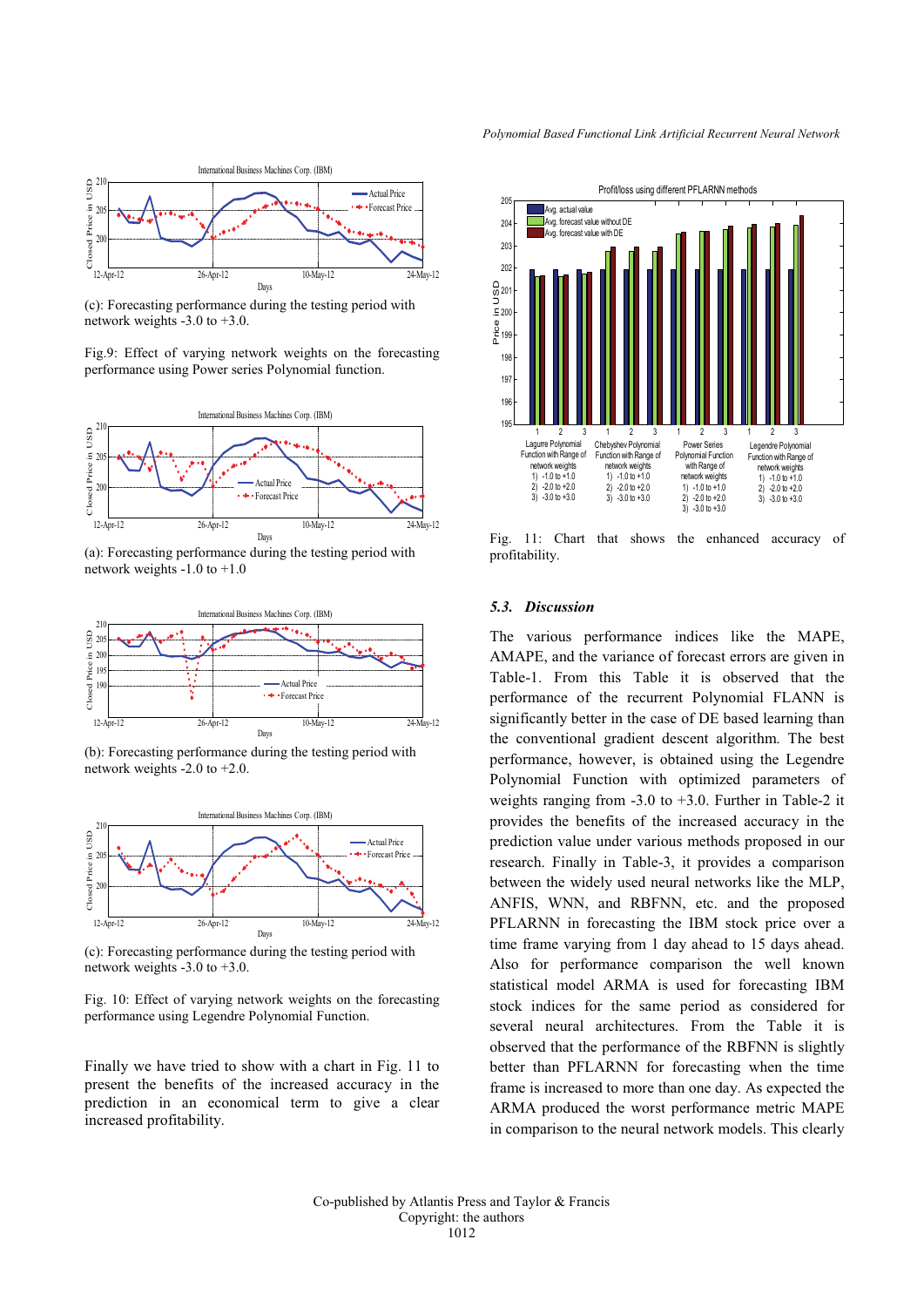(c): Forecasting performance during the testing period with network weights -3.0 to +3.0.

Fig.9: Effect of varying network weights on the forecasting performance using Power series Polynomial function.

(a): Forecasting performance during the testing period with network weights -1.0 to +1.0

(b): Forecasting performance during the testing period with network weights -2.0 to +2.0.

(c): Forecasting performance during the testing period with network weights -3.0 to +3.0.

Fig. 10: Effect of varying network weights on the forecasting performance using Legendre Polynomial Function.

Finally we have tried to show with a chart in Fig. 11 to present the benefits of the increased accuracy in the prediction in an economical term to give a clear increased profitability.

Fig. 11: Chart that shows the enhanced accuracy of profitability.

### 5.3. *Discussion*

The various performance indices like the MAPE, AMAPE, and the variance of forecast errors are given in Table-1. From this Table it is observed that the performance of the recurrent Polynomial FLANN is significantly better in the case of DE based learning than the conventional gradient descent algorithm. The best performance, however, is obtained using the Legendre Polynomial Function with optimized parameters of weights ranging from -3.0 to +3.0. Further in Table-2 it provides the benefits of the increased accuracy in the prediction value under various methods proposed in our research. Finally in Table-3, it provides a comparison between the widely used neural networks like the MLP, ANFIS, WNN, and RBFNN, etc. and the proposed PFLARNN in forecasting the IBM stock price over a time frame varying from 1 day ahead to 15 days ahead. Also for performance comparison the well known statistical model ARMA is used for forecasting IBM stock indices for the same period as considered for several neural architectures. From the Table it is observed that the performance of the RBFNN is slightly better than PFLARNN for forecasting when the time frame is increased to more than one day. As expected the ARMA produced the worst performance metric MAPE in comparison to the neural network models. This clearly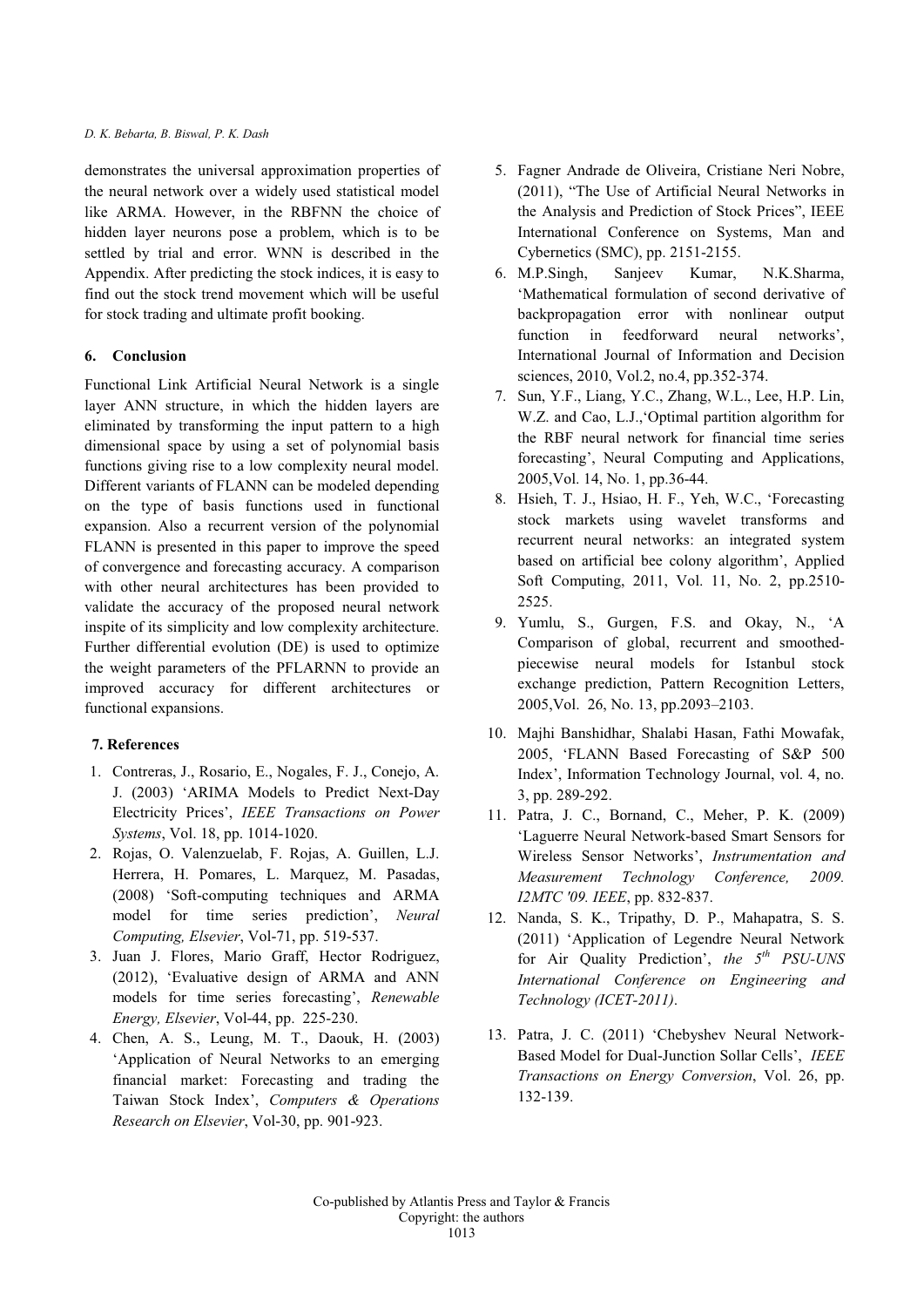demonstrates the universal approximation properties of the neural network over a widely used statistical model like ARMA. However, in the RBFNN the choice of hidden layer neurons pose a problem, which is to be settled by trial and error. WNN is described in the Appendix. After predicting the stock indices, it is easy to find out the stock trend movement which will be useful for stock trading and ultimate profit booking.

## 6. Conclusion

Functional Link Artificial Neural Network is a single layer ANN structure, in which the hidden layers are eliminated by transforming the input pattern to a high dimensional space by using a set of polynomial basis functions giving rise to a low complexity neural model. Different variants of FLANN can be modeled depending on the type of basis functions used in functional expansion. Also a recurrent version of the polynomial FLANN is presented in this paper to improve the speed of convergence and forecasting accuracy. A comparison with other neural architectures has been provided to validate the accuracy of the proposed neural network inspite of its simplicity and low complexity architecture. Further differential evolution (DE) is used to optimize the weight parameters of the PFLARNN to provide an improved accuracy for different architectures or functional expansions.

## 7. References

1. Contreras, J., Rosario, E., Nogales, F. J., Conejo, A. J. (2003) 'ARIMA Models to Predict Next-Day Electricity Prices', *IEEE Transactions on Power Systems*, Vol. 18, pp. 1014-1020.
2. Rojas, O. Valenzuelab, F. Rojas, A. Guillen, L.J. Herrera, H. Pomares, L. Marquez, M. Pasadas, (2008) 'Soft-computing techniques and ARMA model for time series prediction', *Neural Computing, Elsevier*, Vol-71, pp. 519-537.
3. Juan J. Flores, Mario Graff, Hector Rodriguez, (2012), 'Evaluative design of ARMA and ANN models for time series forecasting', *Renewable Energy, Elsevier*, Vol-44, pp. 225-230.
4. Chen, A. S., Leung, M. T., Daouk, H. (2003) 'Application of Neural Networks to an emerging financial market: Forecasting and trading the Taiwan Stock Index', *Computers & Operations Research on Elsevier*, Vol-30, pp. 901-923.
5. Fagner Andrade de Oliveira, Cristiane Neri Nobre, (2011), "The Use of Artificial Neural Networks in the Analysis and Prediction of Stock Prices", IEEE International Conference on Systems, Man and Cybernetics (SMC), pp. 2151-2155.
6. M.P.Singh, Sanjeev Kumar, N.K.Sharma, 'Mathematical formulation of second derivative of backpropagation error with nonlinear output function in feedforward neural networks', International Journal of Information and Decision sciences, 2010, Vol.2, no.4, pp.352-374.
7. Sun, Y.F., Liang, Y.C., Zhang, W.L., Lee, H.P. Lin, W.Z. and Cao, L.J.,'Optimal partition algorithm for the RBF neural network for financial time series forecasting', Neural Computing and Applications, 2005,Vol. 14, No. 1, pp.36-44.
8. Hsieh, T. J., Hsiao, H. F., Yeh, W.C., 'Forecasting stock markets using wavelet transforms and recurrent neural networks: an integrated system based on artificial bee colony algorithm', Applied Soft Computing, 2011, Vol. 11, No. 2, pp.2510-2525.
9. Yumlu, S., Gurgen, F.S. and Okay, N., 'A Comparison of global, recurrent and smoothed-piecewise neural models for Istanbul stock exchange prediction, Pattern Recognition Letters, 2005,Vol. 26, No. 13, pp.2093–2103.
10. Majhi Banshidhar, Shalabi Hasan, Fathi Mowafak, 2005, 'FLANN Based Forecasting of S&P 500 Index', Information Technology Journal, vol. 4, no. 3, pp. 289-292.
11. Patra, J. C., Bornand, C., Meher, P. K. (2009) 'Laguerre Neural Network-based Smart Sensors for Wireless Sensor Networks', *Instrumentation and Measurement Technology Conference, 2009. I2MTC '09. IEEE*, pp. 832-837.
12. Nanda, S. K., Tripathy, D. P., Mahapatra, S. S. (2011) 'Application of Legendre Neural Network for Air Quality Prediction', *the 5th PSU-UNS International Conference on Engineering and Technology (ICET-2011)*.
13. Patra, J. C. (2011) 'Chebyshev Neural Network-Based Model for Dual-Junction Sollar Cells', *IEEE Transactions on Energy Conversion*, Vol. 26, pp. 132-139.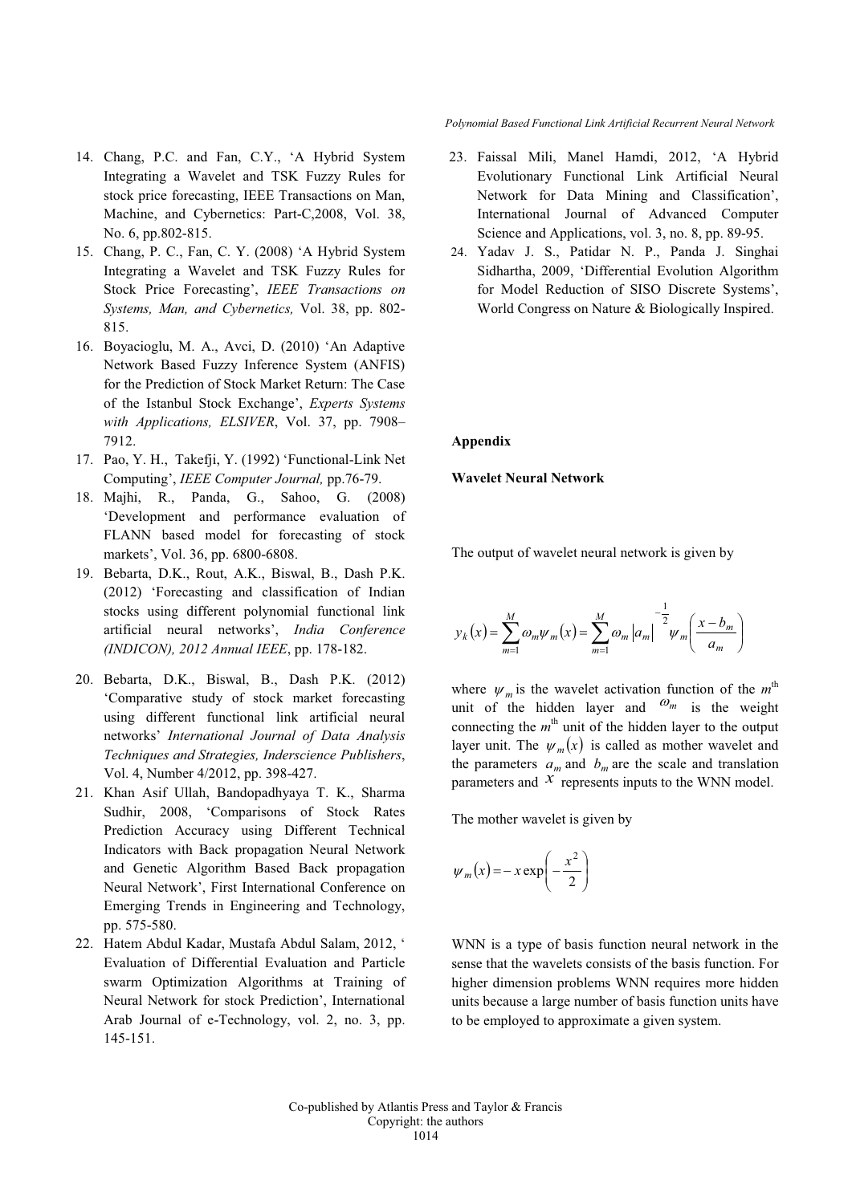14. Chang, P.C. and Fan, C.Y., 'A Hybrid System Integrating a Wavelet and TSK Fuzzy Rules for stock price forecasting, IEEE Transactions on Man, Machine, and Cybernetics: Part-C,2008, Vol. 38, No. 6, pp.802-815.
15. Chang, P. C., Fan, C. Y. (2008) 'A Hybrid System Integrating a Wavelet and TSK Fuzzy Rules for Stock Price Forecasting', *IEEE Transactions on Systems, Man, and Cybernetics,* Vol. 38, pp. 802-815.
16. Boyacioglu, M. A., Avci, D. (2010) 'An Adaptive Network Based Fuzzy Inference System (ANFIS) for the Prediction of Stock Market Return: The Case of the Istanbul Stock Exchange', *Experts Systems with Applications, ELSIVER*, Vol. 37, pp. 7908–7912.
17. Pao, Y. H., Takefji, Y. (1992) 'Functional-Link Net Computing', *IEEE Computer Journal,* pp.76-79.
18. Majhi, R., Panda, G., Sahoo, G. (2008) 'Development and performance evaluation of FLANN based model for forecasting of stock markets', Vol. 36, pp. 6800-6808.
19. Bebarta, D.K., Rout, A.K., Biswal, B., Dash P.K. (2012) 'Forecasting and classification of Indian stocks using different polynomial functional link artificial neural networks', *India Conference (INDICON), 2012 Annual IEEE*, pp. 178-182.
20. Bebarta, D.K., Biswal, B., Dash P.K. (2012) 'Comparative study of stock market forecasting using different functional link artificial neural networks' *International Journal of Data Analysis Techniques and Strategies, Inderscience Publishers*, Vol. 4, Number 4/2012, pp. 398-427.
21. Khan Asif Ullah, Bandopadhyaya T. K., Sharma Sudhir, 2008, 'Comparisons of Stock Rates Prediction Accuracy using Different Technical Indicators with Back propagation Neural Network and Genetic Algorithm Based Back propagation Neural Network', First International Conference on Emerging Trends in Engineering and Technology, pp. 575-580.
22. Hatem Abdul Kadar, Mustafa Abdul Salam, 2012, ' Evaluation of Differential Evaluation and Particle swarm Optimization Algorithms at Training of Neural Network for stock Prediction', International Arab Journal of e-Technology, vol. 2, no. 3, pp. 145-151.
23. Faissal Mili, Manel Hamdi, 2012, 'A Hybrid Evolutionary Functional Link Artificial Neural Network for Data Mining and Classification', International Journal of Advanced Computer Science and Applications, vol. 3, no. 8, pp. 89-95.
24. Yadav J. S., Patidar N. P., Panda J. Singhai Sidhartha, 2009, 'Differential Evolution Algorithm for Model Reduction of SISO Discrete Systems', World Congress on Nature & Biologically Inspired.

**Appendix**

**Wavelet Neural Network**

The output of wavelet neural network is given by

$$y_k(x) = \sum_{m=1}^{M} \omega_m \psi_m(x) = \sum_{m=1}^{M} \omega_m |a_m|^{-\frac{1}{2}} \psi_m\left(\frac{x - b_m}{a_m}\right)$$

where $\psi_m$ is the wavelet activation function of the $m^{\text{th}}$ unit of the hidden layer and $\omega_m$ is the weight connecting the $m^{\text{th}}$ unit of the hidden layer to the output layer unit. The $\psi_m(x)$ is called as mother wavelet and the parameters $a_m$ and $b_m$ are the scale and translation parameters and $x$ represents inputs to the WNN model.

The mother wavelet is given by

$$\psi_m(x) = -x \exp\left(-\frac{x^2}{2}\right)$$

WNN is a type of basis function neural network in the sense that the wavelets consists of the basis function. For higher dimension problems WNN requires more hidden units because a large number of basis function units have to be employed to approximate a given system.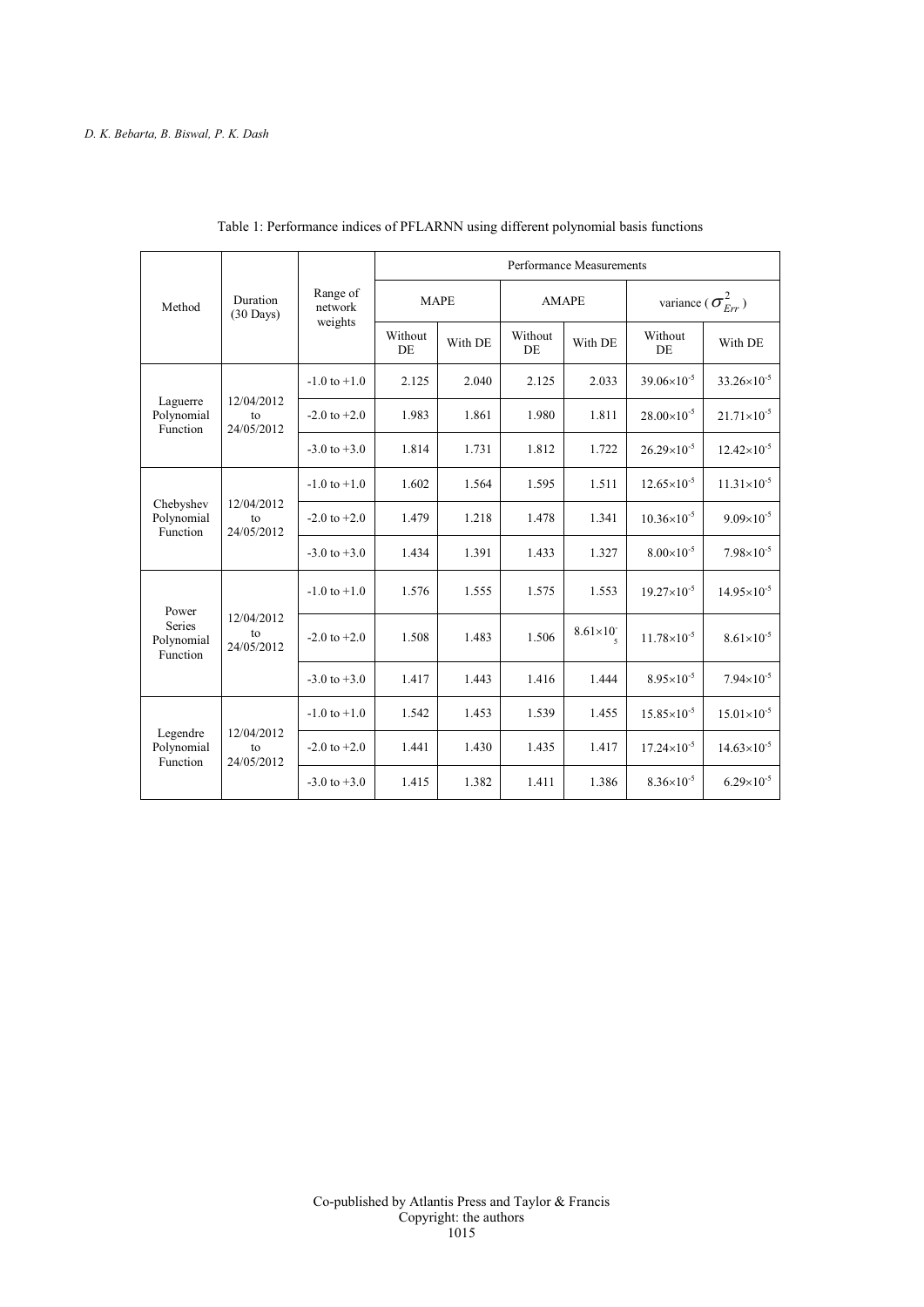Table 1: Performance indices of PFLARNN using different polynomial basis functions

| Method | Duration (30 Days) | Range of network weights | Performance Measurements | | | | | |
|---|---|---|---|---|---|---|---|---|
| | | | MAPE | | AMAPE | | variance ( $\sigma^2_{Err}$ ) | |
| | | | Without DE | With DE | Without DE | With DE | Without DE | With DE |
| Laguerre Polynomial Function | 12/04/2012 to 24/05/2012 | -1.0 to +1.0 | 2.125 | 2.040 | 2.125 | 2.033 | $39.06\times10^{-5}$ | $33.26\times10^{-5}$ |
| | | -2.0 to +2.0 | 1.983 | 1.861 | 1.980 | 1.811 | $28.00\times10^{-5}$ | $21.71\times10^{-5}$ |
| | | -3.0 to +3.0 | 1.814 | 1.731 | 1.812 | 1.722 | $26.29\times10^{-5}$ | $12.42\times10^{-5}$ |
| Chebyshev Polynomial Function | 12/04/2012 to 24/05/2012 | -1.0 to +1.0 | 1.602 | 1.564 | 1.595 | 1.511 | $12.65\times10^{-5}$ | $11.31\times10^{-5}$ |
| | | -2.0 to +2.0 | 1.479 | 1.218 | 1.478 | 1.341 | $10.36\times10^{-5}$ | $9.09\times10^{-5}$ |
| | | -3.0 to +3.0 | 1.434 | 1.391 | 1.433 | 1.327 | $8.00\times10^{-5}$ | $7.98\times10^{-5}$ |
| Power Series Polynomial Function | 12/04/2012 to 24/05/2012 | -1.0 to +1.0 | 1.576 | 1.555 | 1.575 | 1.553 | $19.27\times10^{-5}$ | $14.95\times10^{-5}$ |
| | | -2.0 to +2.0 | 1.508 | 1.483 | 1.506 | $8.61\times10^{-5}$ | $11.78\times10^{-5}$ | $8.61\times10^{-5}$ |
| | | -3.0 to +3.0 | 1.417 | 1.443 | 1.416 | 1.444 | $8.95\times10^{-5}$ | $7.94\times10^{-5}$ |
| Legendre Polynomial Function | 12/04/2012 to 24/05/2012 | -1.0 to +1.0 | 1.542 | 1.453 | 1.539 | 1.455 | $15.85\times10^{-5}$ | $15.01\times10^{-5}$ |
| | | -2.0 to +2.0 | 1.441 | 1.430 | 1.435 | 1.417 | $17.24\times10^{-5}$ | $14.63\times10^{-5}$ |
| | | -3.0 to +3.0 | 1.415 | 1.382 | 1.411 | 1.386 | $8.36\times10^{-5}$ | $6.29\times10^{-5}$ |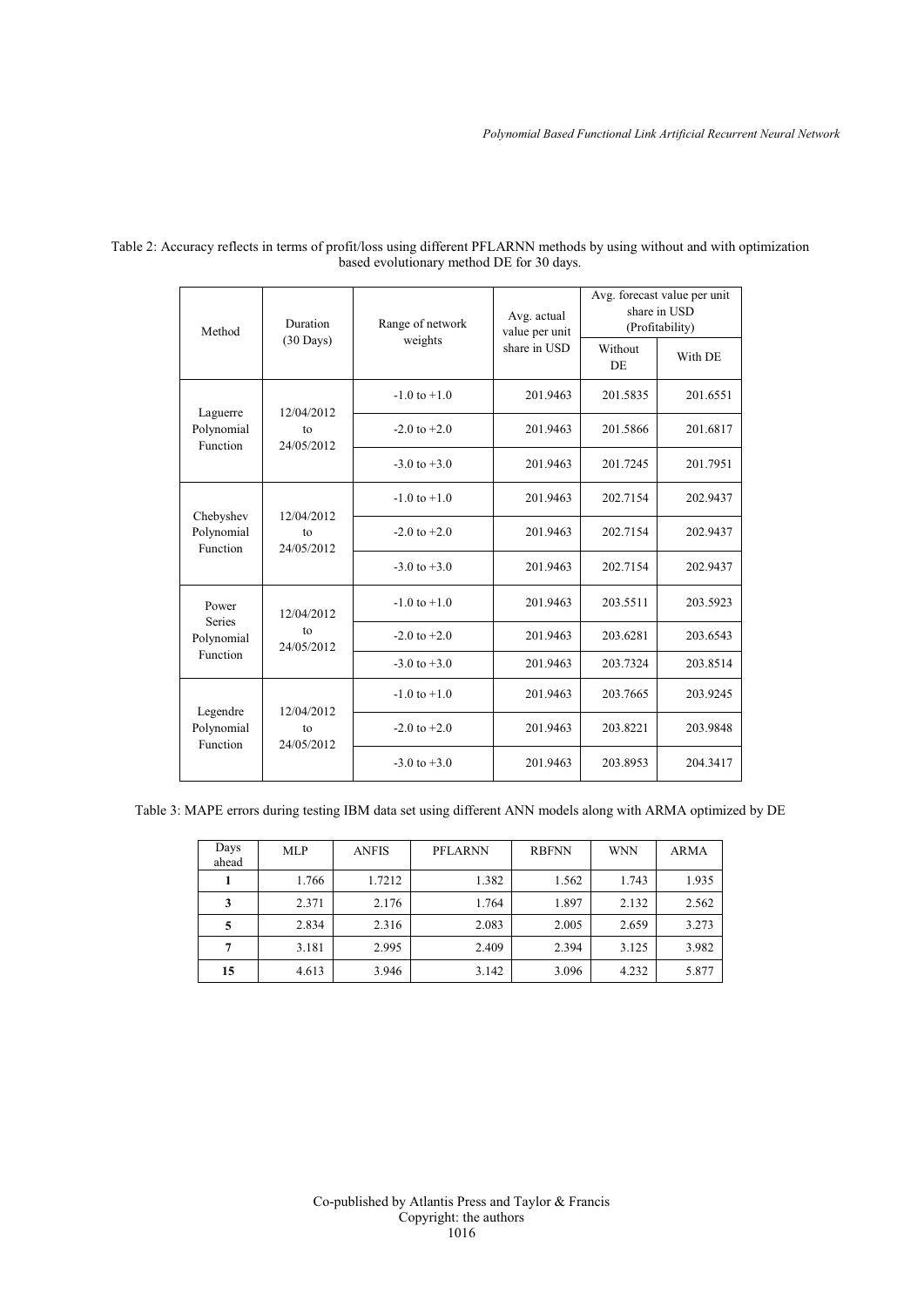Table 2: Accuracy reflects in terms of profit/loss using different PFLARNN methods by using without and with optimization based evolutionary method DE for 30 days.

| Method | Duration (30 Days) | Range of network weights | Avg. actual value per unit share in USD | Avg. forecast value per unit share in USD (Profitability) | |
|---|---|---|---|---|---|
| | | | | Without DE | With DE |
| Laguerre Polynomial Function | 12/04/2012 to 24/05/2012 | -1.0 to +1.0 | 201.9463 | 201.5835 | 201.6551 |
| | | -2.0 to +2.0 | 201.9463 | 201.5866 | 201.6817 |
| | | -3.0 to +3.0 | 201.9463 | 201.7245 | 201.7951 |
| Chebyshev Polynomial Function | 12/04/2012 to 24/05/2012 | -1.0 to +1.0 | 201.9463 | 202.7154 | 202.9437 |
| | | -2.0 to +2.0 | 201.9463 | 202.7154 | 202.9437 |
| | | -3.0 to +3.0 | 201.9463 | 202.7154 | 202.9437 |
| Power Series Polynomial Function | 12/04/2012 to 24/05/2012 | -1.0 to +1.0 | 201.9463 | 203.5511 | 203.5923 |
| | | -2.0 to +2.0 | 201.9463 | 203.6281 | 203.6543 |
| | | -3.0 to +3.0 | 201.9463 | 203.7324 | 203.8514 |
| Legendre Polynomial Function | 12/04/2012 to 24/05/2012 | -1.0 to +1.0 | 201.9463 | 203.7665 | 203.9245 |
| | | -2.0 to +2.0 | 201.9463 | 203.8221 | 203.9848 |
| | | -3.0 to +3.0 | 201.9463 | 203.8953 | 204.3417 |

Table 3: MAPE errors during testing IBM data set using different ANN models along with ARMA optimized by DE

| Days ahead | MLP | ANFIS | PFLARNN | RBFNN | WNN | ARMA |
|---|---|---|---|---|---|---|
| **1** | 1.766 | 1.7212 | 1.382 | 1.562 | 1.743 | 1.935 |
| **3** | 2.371 | 2.176 | 1.764 | 1.897 | 2.132 | 2.562 |
| **5** | 2.834 | 2.316 | 2.083 | 2.005 | 2.659 | 3.273 |
| **7** | 3.181 | 2.995 | 2.409 | 2.394 | 3.125 | 3.982 |
| **15** | 4.613 | 3.946 | 3.142 | 3.096 | 4.232 | 5.877 |